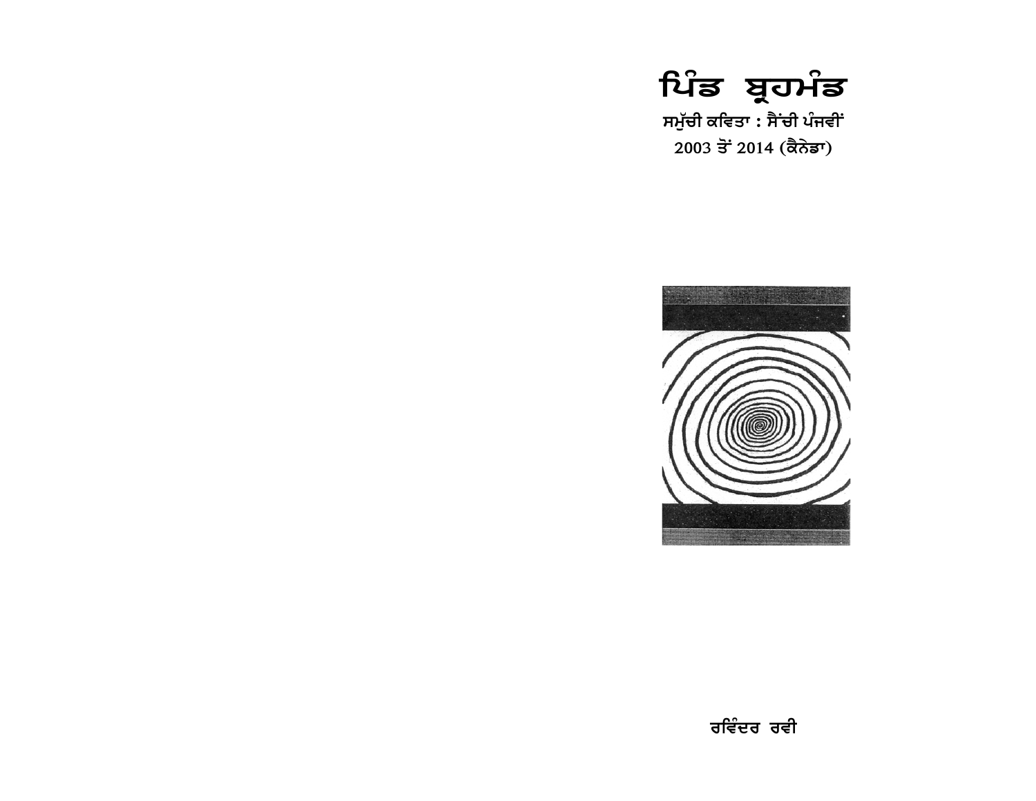# ਪਿੰਡ ਬ੍ਰਹਮੰਡ

**ਸਮੁੱਚੀ ਕਵਿਤਾ : ਸੈਂਚੀ ਪੰਜਵੀਂ**

**2003 ਤੋਂ 2014 (ਕੈਨੇਡਾ)**

**ਰਵਿੰਦਰ ਰਵੀ**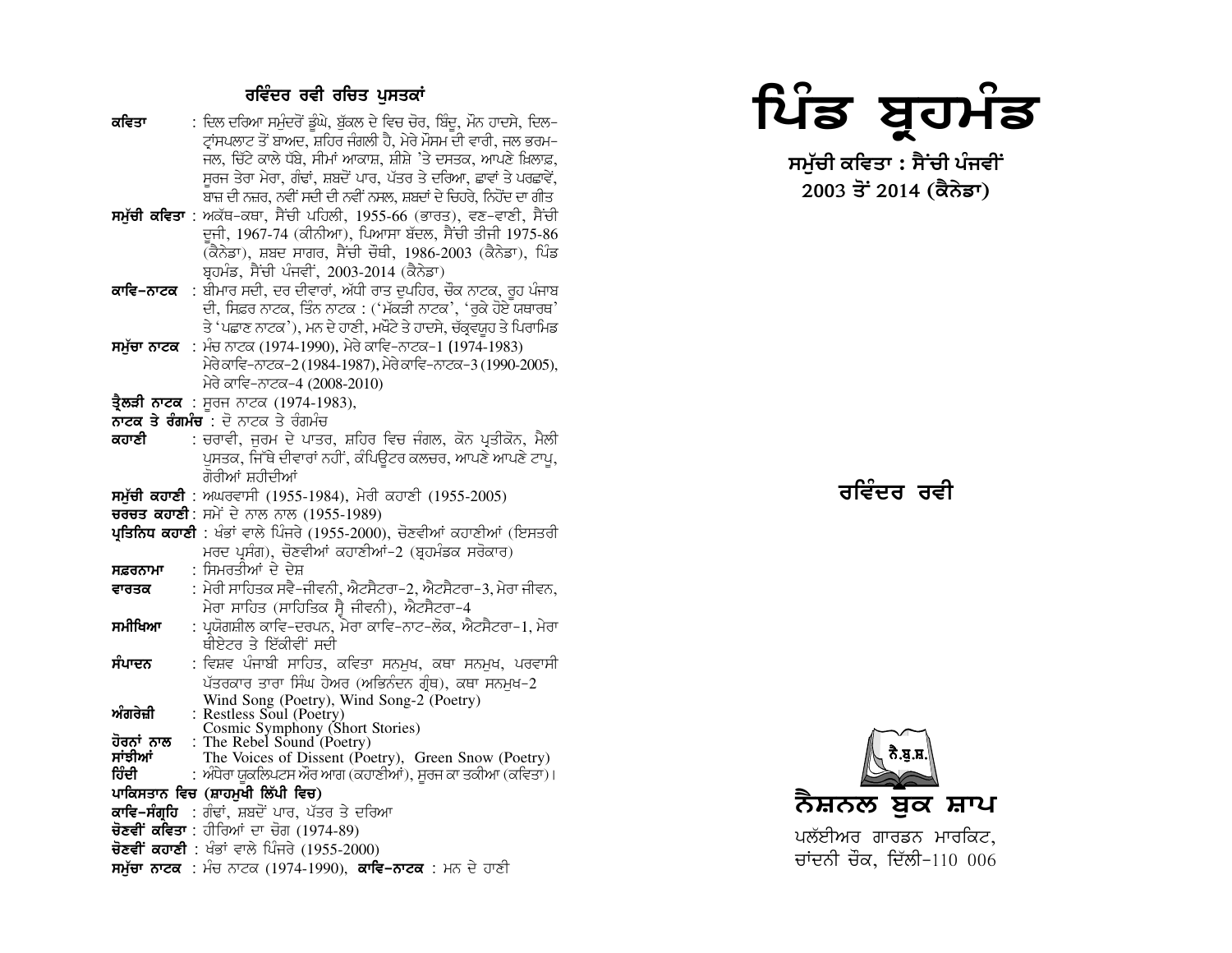## ਰਵਿੰਦਰ ਰਵੀ ਰਚਿਤ ਪੁਸਤਕਾਂ

**ਕਵਿਤਾ** : ਦਿਲ ਦਰਿਆ ਸਮੁੰਦਰੋਂ ਡੂੰਘੇ, ਬੁੱਕਲ ਦੇ ਵਿਚ ਚੋਰ, ਬਿੰਦੂ, ਮੌਨ ਹਾਦਸੇ, ਦਿਲ-ਟ੍ਰਾਂਸਪਲਾਂਟ ਤੋਂ ਬਾਅਦ, ਸ਼ਹਿਰ ਜੰਗਲੀ ਹੈ, ਮੇਰੇ ਮੌਸਮ ਦੀ ਵਾਰੀ, ਜਲ ਭਰਮ-ਜਲ, ਚਿੱਟੇ ਕਾਲੇ ਧੱਬੇ, ਸੀਮਾਂ ਆਕਾਸ਼, ਸ਼ੀਸ਼ੇ 'ਤੇ ਦਸਤਕ, ਆਪਣੇ ਖ਼ਿਲਾਫ਼, ਸੂਰਜ ਤੇਰਾ ਮੇਰਾ, ਗੰਢਾਂ, ਸ਼ਬਦੋਂ ਪਾਰ, ਪੱਤਰ ਤੇ ਦਰਿਆ, ਛਾਵਾਂ ਤੇ ਪਰਛਾਵੇਂ, ਬਾਜ਼ ਦੀ ਨਜ਼ਰ, ਨਵੀਂ ਸਦੀ ਦੀ ਨਵੀਂ ਨਸਲ, ਸ਼ਬਦਾਂ ਦੇ ਚਿਹਰੇ, ਨਿਹੋਂਦ ਦਾ ਗੀਤ

**ਸਮੁੱਚੀ ਕਵਿਤਾ** : ਅਕੱਥ-ਕਥਾ, ਸੈਂਚੀ ਪਹਿਲੀ, 1955-66 (ਭਾਰਤ), ਵਣ-ਵਾਣੀ, ਸੈਂਚੀ ਦੂਜੀ, 1967-74 (ਕੀਨੀਆ), ਪਿਆਸਾ ਬੱਦਲ, ਸੈਂਚੀ ਤੀਜੀ 1975-86 (ਕੈਨੇਡਾ), ਸ਼ਬਦ ਸਾਗਰ, ਸੈਂਚੀ ਚੌਥੀ, 1986-2003 (ਕੈਨੇਡਾ), ਪਿੰਡ ਬ੍ਰਹਮੰਡ, ਸੈਂਚੀ ਪੰਜਵੀਂ, 2003-2014 (ਕੈਨੇਡਾ)

**ਕਾਵਿ-ਨਾਟਕ** : ਬੀਮਾਰ ਸਦੀ, ਦਰ ਦੀਵਾਰਾਂ, ਅੱਧੀ ਰਾਤ ਦੁਪਹਿਰ, ਚੌਕ ਨਾਟਕ, ਰੂਹ ਪੰਜਾਬ ਦੀ, ਸਿਫ਼ਰ ਨਾਟਕ, ਤਿੰਨ ਨਾਟਕ : ('ਮੱਕੜੀ ਨਾਟਕ', 'ਰੁਕੇ ਹੋਏ ਯਥਾਰਥ' ਤੇ 'ਪਛਾਣ ਨਾਟਕ'), ਮਨ ਦੇ ਹਾਣੀ, ਮਖੌਟੇ ਤੇ ਹਾਦਸੇ, ਚੱਕ੍ਰਵਯੂਹ ਤੇ ਪਿਰਾਮਿਡ

**ਸਮੁੱਚਾ ਨਾਟਕ** : ਮੰਚ ਨਾਟਕ (1974-1990), ਮੇਰੇ ਕਾਵਿ-ਨਾਟਕ-1 (1974-1983) ਮੇਰੇ ਕਾਵਿ-ਨਾਟਕ-2 (1984-1987), ਮੇਰੇ ਕਾਵਿ-ਨਾਟਕ-3 (1990-2005), ਮੇਰੇ ਕਾਵਿ-ਨਾਟਕ-4 (2008-2010)

**ਤ੍ਰੈਲੜੀ ਨਾਟਕ** : ਸੂਰਜ ਨਾਟਕ (1974-1983),

**ਨਾਟਕ ਤੇ ਰੰਗਮੰਚ** : ਦੋ ਨਾਟਕ ਤੇ ਰੰਗਮੰਚ

**ਕਹਾਣੀ** : ਚਰਾਵੀ, ਜੁਰਮ ਦੇ ਪਾਤਰ, ਸ਼ਹਿਰ ਵਿਚ ਜੰਗਲ, ਕੋਨ ਪ੍ਰਤੀਕੋਨ, ਮੈਲੀ ਪੁਸਤਕ, ਜਿੱਥੇ ਦੀਵਾਰਾਂ ਨਹੀਂ, ਕੰਪਿਊਟਰ ਕਲਚਰ, ਆਪਣੇ ਆਪਣੇ ਟਾਪੂ, ਗੋਰੀਆਂ ਸ਼ਹੀਦੀਆਂ

**ਸਮੁੱਚੀ ਕਹਾਣੀ** : ਅਘਰਵਾਸੀ (1955-1984), ਮੇਰੀ ਕਹਾਣੀ (1955-2005)

**ਚਰਚਤ ਕਹਾਣੀ** : ਸਮੇਂ ਦੇ ਨਾਲ ਨਾਲ (1955-1989)

**ਪ੍ਰਤਿਨਿਧ ਕਹਾਣੀ** : ਖੰਭਾਂ ਵਾਲੇ ਪਿੰਜਰੇ (1955-2000), ਚੋਣਵੀਆਂ ਕਹਾਣੀਆਂ (ਇਸਤਰੀ ਮਰਦ ਪ੍ਰਸੰਗ), ਚੋਣਵੀਆਂ ਕਹਾਣੀਆਂ-2 (ਬ੍ਰਹਮੰਡਕ ਸਰੋਕਾਰ)

**ਸਫ਼ਰਨਾਮਾ** : ਸਿਮਰਤੀਆਂ ਦੇ ਦੇਸ਼

**ਵਾਰਤਕ** : ਮੇਰੀ ਸਾਹਿਤਕ ਸਵੈ-ਜੀਵਨੀ, ਐਟਸੈਟਰਾ-2, ਐਟਸੈਟਰਾ-3, ਮੇਰਾ ਜੀਵਨ, ਮੇਰਾ ਸਾਹਿਤ (ਸਾਹਿਤਿਕ ਸ੍ਵੈ ਜੀਵਨੀ), ਐਟਸੈਟਰਾ-4

**ਸਮੀਖਿਆ** : ਪ੍ਰਯੋਗਸ਼ੀਲ ਕਾਵਿ-ਦਰਪਨ, ਮੇਰਾ ਕਾਵਿ-ਨਾਟ-ਲੋਕ, ਐਟਸੈਟਰਾ-1, ਮੇਰਾ ਥੀਏਟਰ ਤੇ ਇੱਕੀਵੀਂ ਸਦੀ

**ਸੰਪਾਦਨ** : ਵਿਸ਼ਵ ਪੰਜਾਬੀ ਸਾਹਿਤ, ਕਵਿਤਾ ਸਨਮੁਖ, ਕਥਾ ਸਨਮੁਖ, ਪਰਵਾਸੀ ਪੱਤਰਕਾਰ ਤਾਰਾ ਸਿੰਘ ਹੇਅਰ (ਅਭਿਨੰਦਨ ਗ੍ਰੰਥ), ਕਥਾ ਸਨਮੁਖ-2

**ਅੰਗਰੇਜ਼ੀ** : Wind Song (Poetry), Wind Song-2 (Poetry) Restless Soul (Poetry) Cosmic Symphony (Short Stories)

**ਹੋਰਨਾਂ ਨਾਲ ਸਾਂਝੀਆਂ** : The Rebel Sound (Poetry) The Voices of Dissent (Poetry), Green Snow (Poetry)

**ਹਿੰਦੀ** : ਅੰਧੇਰਾ ਯੂਕਲਿਪਟਸ ਔਰ ਆਗ (ਕਹਾਣੀਆਂ), ਸੂਰਜ ਕਾ ਤਕੀਆ (ਕਵਿਤਾ)।

**ਪਾਕਿਸਤਾਨ ਵਿਚ (ਸ਼ਾਹਮੁਖੀ ਲਿੱਪੀ ਵਿਚ)**

**ਕਾਵਿ-ਸੰਗ੍ਰਹਿ** : ਗੰਢਾਂ, ਸ਼ਬਦੋਂ ਪਾਰ, ਪੱਤਰ ਤੇ ਦਰਿਆ

**ਚੋਣਵੀਂ ਕਵਿਤਾ** : ਹੀਰਿਆਂ ਦਾ ਚੋਗ (1974-89)

**ਚੋਣਵੀਂ ਕਹਾਣੀ** : ਖੰਭਾਂ ਵਾਲੇ ਪਿੰਜਰੇ (1955-2000)

**ਸਮੁੱਚਾ ਨਾਟਕ** : ਮੰਚ ਨਾਟਕ (1974-1990), **ਕਾਵਿ-ਨਾਟਕ** : ਮਨ ਦੇ ਹਾਣੀ

# ਪਿੰਡ ਬ੍ਰਹਮੰਡ

### ਸਮੁੱਚੀ ਕਵਿਤਾ : ਸੈਂਚੀ ਪੰਜਵੀਂ
### 2003 ਤੋਂ 2014 (ਕੈਨੇਡਾ)

## ਰਵਿੰਦਰ ਰਵੀ

ਨੈ.ਬੁ.ਸ਼.

**ਨੈਸ਼ਨਲ ਬੁਕ ਸ਼ਾਪ**

ਪਲੱਈਅਰ ਗਾਰਡਨ ਮਾਰਕਿਟ,
ਚਾਂਦਨੀ ਚੌਕ, ਦਿੱਲੀ-110 006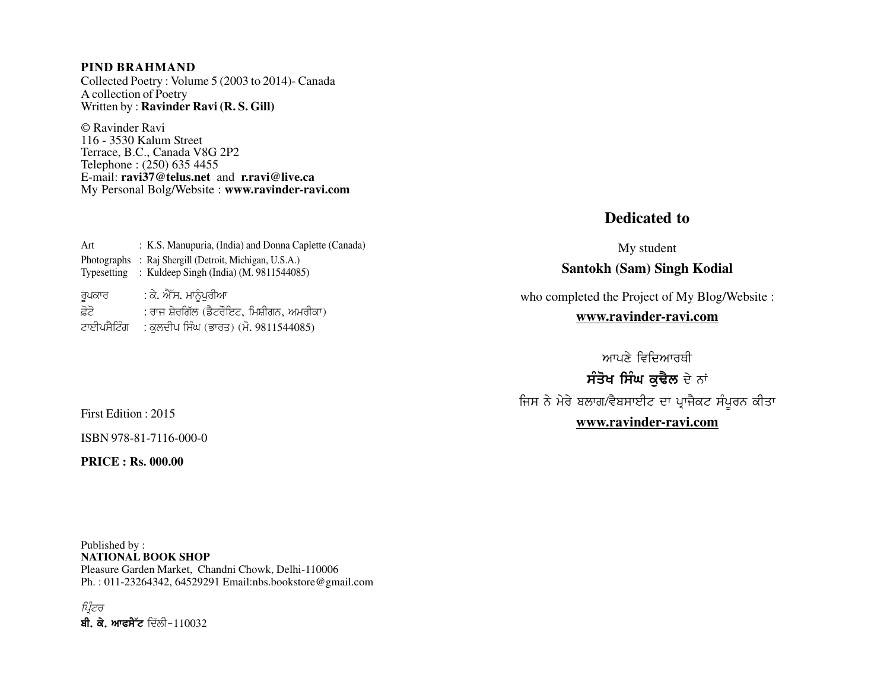**PIND BRAHMAND**
Collected Poetry : Volume 5 (2003 to 2014)- Canada
A collection of Poetry
Written by : **Ravinder Ravi (R. S. Gill)**

© Ravinder Ravi
116 - 3530 Kalum Street
Terrace, B.C., Canada V8G 2P2
Telephone : (250) 635 4455
E-mail: **ravi37@telus.net** and **r.ravi@live.ca**
My Personal Bolg/Website : **www.ravinder-ravi.com**

Art : K.S. Manupuria, (India) and Donna Caplette (Canada)
Photographs : Raj Shergill (Detroit, Michigan, U.S.A.)
Typesetting : Kuldeep Singh (India) (M. 9811544085)

ਰੂਪਕਾਰ : ਕੇ. ਐੱਸ. ਮਾਨੂੰਪੁਰੀਆ
ਫ਼ੋਟੋ : ਰਾਜ ਸ਼ੇਰਗਿੱਲ (ਡੈਟਰੌਇਟ, ਮਿਸ਼ੀਗਨ, ਅਮਰੀਕਾ)
ਟਾਈਪਸੈਟਿੰਗ : ਕੁਲਦੀਪ ਸਿੰਘ (ਭਾਰਤ) (ਮੋ. 9811544085)

First Edition : 2015

ISBN 978-81-7116-000-0

**PRICE : Rs. 000.00**

Published by :
**NATIONAL BOOK SHOP**
Pleasure Garden Market, Chandni Chowk, Delhi-110006
Ph. : 011-23264342, 64529291 Email:nbs.bookstore@gmail.com

*ਪ੍ਰਿੰਟਰ*
**ਬੀ. ਕੇ. ਆਫਸੈੱਟ** ਦਿੱਲੀ-110032

## Dedicated to

My student
**Santokh (Sam) Singh Kodial**
who completed the Project of My Blog/Website :
**www.ravinder-ravi.com**

ਆਪਣੇ ਵਿਦਿਆਰਥੀ
**ਸੰਤੋਖ ਸਿੰਘ ਕੁਢੈਲ** ਦੇ ਨਾਂ
ਜਿਸ ਨੇ ਮੇਰੇ ਬਲਾਗ/ਵੈਬਸਾਈਟ ਦਾ ਪ੍ਰਾਜੈਕਟ ਸੰਪੂਰਨ ਕੀਤਾ
**www.ravinder-ravi.com**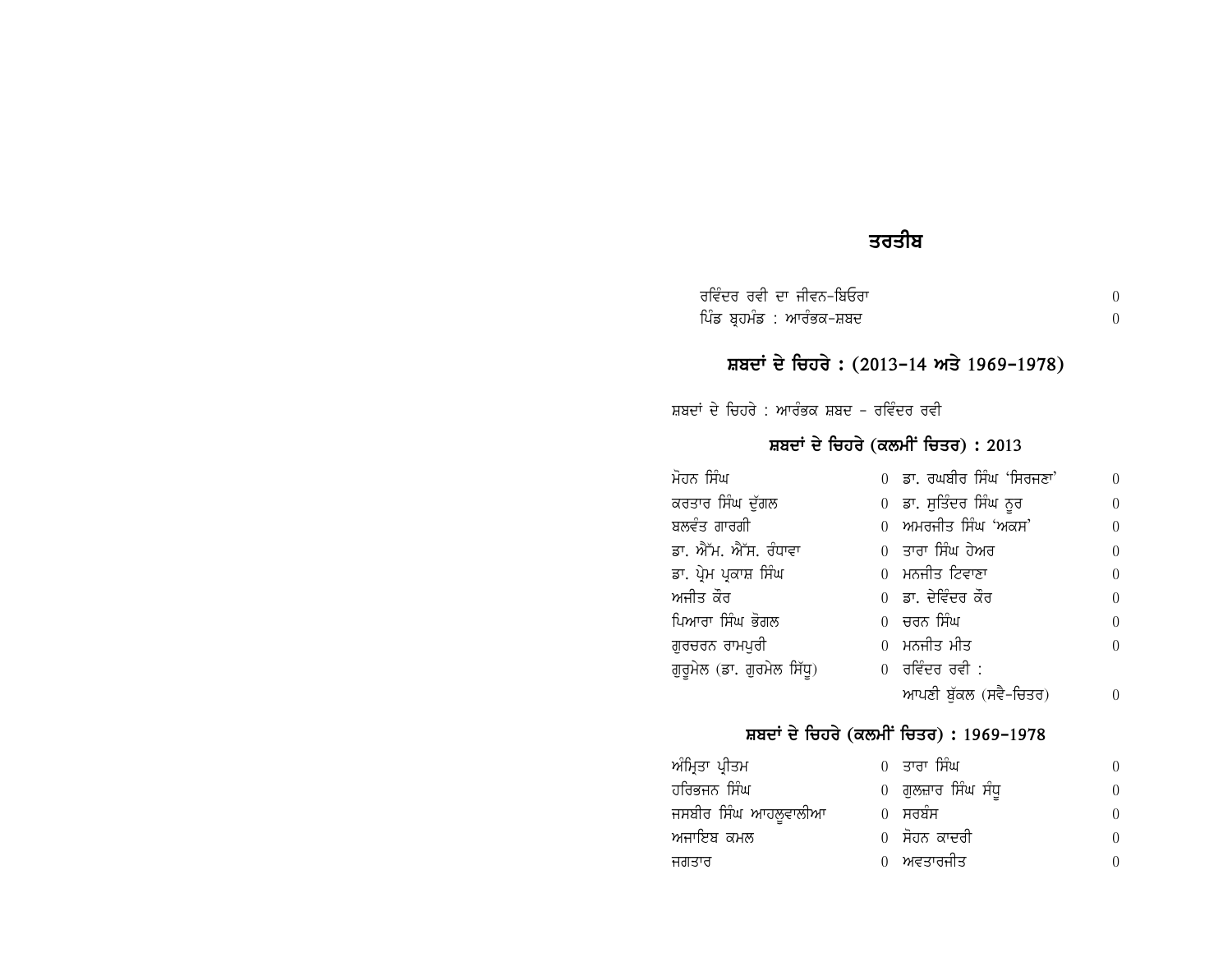# ਤਰਤੀਬ

ਰਵਿੰਦਰ ਰਵੀ ਦਾ ਜੀਵਨ-ਬਿਓਰਾ 0

ਪਿੰਡ ਬ੍ਰਹਮੰਡ : ਆਰੰਭਕ-ਸ਼ਬਦ 0

## ਸ਼ਬਦਾਂ ਦੇ ਚਿਹਰੇ : (2013-14 ਅਤੇ 1969-1978)

ਸ਼ਬਦਾਂ ਦੇ ਚਿਹਰੇ : ਆਰੰਭਕ ਸ਼ਬਦ - ਰਵਿੰਦਰ ਰਵੀ

### ਸ਼ਬਦਾਂ ਦੇ ਚਿਹਰੇ (ਕਲਮੀਂ ਚਿਤਰ) : 2013

ਮੋਹਨ ਸਿੰਘ 0

ਕਰਤਾਰ ਸਿੰਘ ਦੁੱਗਲ 0

ਬਲਵੰਤ ਗਾਰਗੀ 0

ਡਾ. ਐੱਮ. ਐੱਸ. ਰੰਧਾਵਾ 0

ਡਾ. ਪ੍ਰੇਮ ਪ੍ਰਕਾਸ਼ ਸਿੰਘ 0

ਅਜੀਤ ਕੌਰ 0

ਪਿਆਰਾ ਸਿੰਘ ਭੋਗਲ 0

ਗੁਰਚਰਨ ਰਾਮਪੁਰੀ 0

ਗੁਰੂਮੇਲ (ਡਾ. ਗੁਰਮੇਲ ਸਿੱਧੂ) 0

ਡਾ. ਰਘਬੀਰ ਸਿੰਘ 'ਸਿਰਜਣਾ' 0

ਡਾ. ਸੁਤਿੰਦਰ ਸਿੰਘ ਨੂਰ 0

ਅਮਰਜੀਤ ਸਿੰਘ 'ਅਕਸ' 0

ਤਾਰਾ ਸਿੰਘ ਹੇਅਰ 0

ਮਨਜੀਤ ਟਿਵਾਣਾ 0

ਡਾ. ਦੇਵਿੰਦਰ ਕੌਰ 0

ਚਰਨ ਸਿੰਘ 0

ਮਨਜੀਤ ਮੀਤ 0

ਰਵਿੰਦਰ ਰਵੀ : ਆਪਣੀ ਬੁੱਕਲ (ਸਵੈ-ਚਿਤਰ) 0

### ਸ਼ਬਦਾਂ ਦੇ ਚਿਹਰੇ (ਕਲਮੀਂ ਚਿਤਰ) : 1969-1978

ਅੰਮ੍ਰਿਤਾ ਪ੍ਰੀਤਮ 0

ਹਰਿਭਜਨ ਸਿੰਘ 0

ਜਸਬੀਰ ਸਿੰਘ ਆਹਲੂਵਾਲੀਆ 0

ਅਜਾਇਬ ਕਮਲ 0

ਜਗਤਾਰ 0

ਤਾਰਾ ਸਿੰਘ 0

ਗੁਲਜ਼ਾਰ ਸਿੰਘ ਸੰਧੂ 0

ਸਰਬੰਸ 0

ਸੋਹਨ ਕਾਦਰੀ 0

ਅਵਤਾਰਜੀਤ 0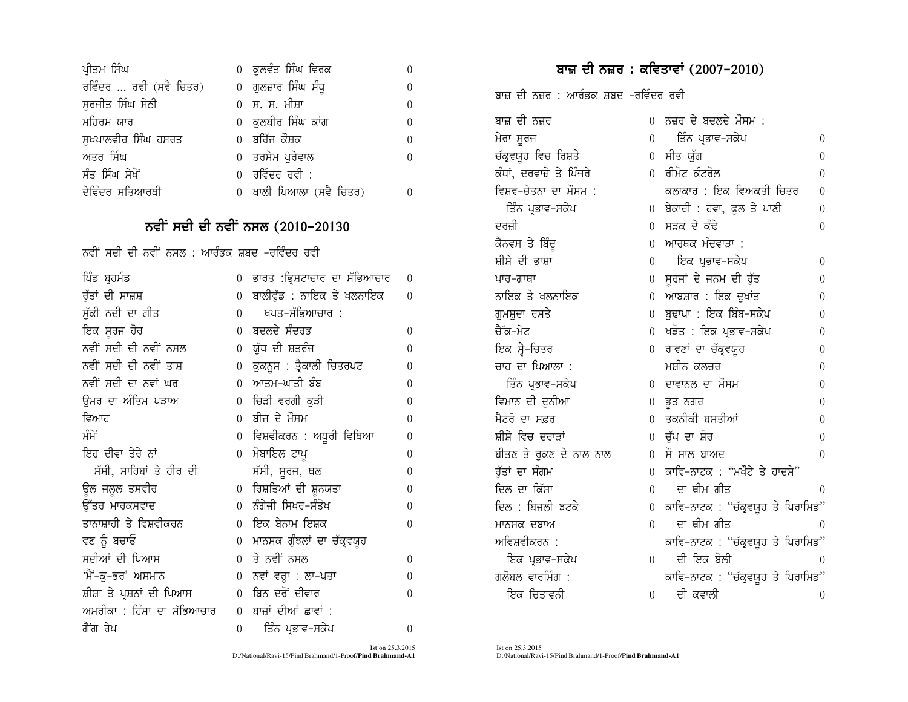| | | | |
|---|---|---|---|
| ਪ੍ਰੀਤਮ ਸਿੰਘ | 0 | ਕੁਲਵੰਤ ਸਿੰਘ ਵਿਰਕ | 0 |
| ਰਵਿੰਦਰ ... ਰਵੀ (ਸਵੈ ਚਿਤਰ) | 0 | ਗੁਲਜ਼ਾਰ ਸਿੰਘ ਸੰਧੂ | 0 |
| ਸੁਰਜੀਤ ਸਿੰਘ ਸੇਠੀ | 0 | ਸ. ਸ. ਮੀਸ਼ਾ | 0 |
| ਮਹਿਰਮ ਯਾਰ | 0 | ਕੁਲਬੀਰ ਸਿੰਘ ਕਾਂਗ | 0 |
| ਸੁਖਪਾਲਵੀਰ ਸਿੰਘ ਹਸਰਤ | 0 | ਬਰਿੱਜ ਕੌਸ਼ਕ | 0 |
| ਅਤਰ ਸਿੰਘ | 0 | ਤਰਸੇਮ ਪੁਰੇਵਾਲ | 0 |
| ਸੰਤ ਸਿੰਘ ਸੇਖੋਂ | 0 | ਰਵਿੰਦਰ ਰਵੀ : | |
| ਦੇਵਿੰਦਰ ਸਤਿਆਰਥੀ | 0 | ਖਾਲੀ ਪਿਆਲਾ (ਸਵੈ ਚਿਤਰ) | 0 |

## ਨਵੀਂ ਸਦੀ ਦੀ ਨਵੀਂ ਨਸਲ (2010-20130

ਨਵੀਂ ਸਦੀ ਦੀ ਨਵੀਂ ਨਸਲ : ਆਰੰਭਕ ਸ਼ਬਦ -ਰਵਿੰਦਰ ਰਵੀ

| | | | |
|---|---|---|---|
| ਪਿੰਡ ਬ੍ਰਹਮੰਡ | 0 | ਭਾਰਤ :ਭ੍ਰਿਸ਼ਟਾਚਾਰ ਦਾ ਸੱਭਿਆਚਾਰ | 0 |
| ਰੁੱਤਾਂ ਦੀ ਸਾਜ਼ਸ਼ | 0 | ਬਾਲੀਵੁੱਡ : ਨਾਇਕ ਤੇ ਖਲਨਾਇਕ | 0 |
| ਸੁੱਕੀ ਨਦੀ ਦਾ ਗੀਤ | 0 | ਖਪਤ-ਸੱਭਿਆਚਾਰ : | |
| ਇਕ ਸੂਰਜ ਹੋਰ | 0 | ਬਦਲਦੇ ਸੰਦਰਭ | 0 |
| ਨਵੀਂ ਸਦੀ ਦੀ ਨਵੀਂ ਨਸਲ | 0 | ਯੁੱਧ ਦੀ ਸ਼ਤਰੰਜ | 0 |
| ਨਵੀਂ ਸਦੀ ਦੀ ਨਵੀਂ ਤਾਸ਼ | 0 | ਕੁਕਨੂਸ : ਤ੍ਰੈਕਾਲੀ ਚਿਤਰਪਟ | 0 |
| ਨਵੀਂ ਸਦੀ ਦਾ ਨਵਾਂ ਘਰ | 0 | ਆਤਮ-ਘਾਤੀ ਬੰਬ | 0 |
| ਉਮਰ ਦਾ ਅੰਤਿਮ ਪੜਾਅ | 0 | ਚਿੜੀ ਵਰਗੀ ਕੁੜੀ | 0 |
| ਵਿਆਹ | 0 | ਬੀਜ ਦੇ ਮੌਸਮ | 0 |
| ਮੰਮੇਂ | 0 | ਵਿਸ਼ਵੀਕਰਨ : ਅਧੂਰੀ ਵਿਥਿਆ | 0 |
| ਇਹ ਦੀਵਾ ਤੇਰੇ ਨਾਂ | 0 | ਮੋਬਾਇਲ ਟਾਪੂ | 0 |
| ਸੱਸੀ, ਸਾਹਿਬਾਂ ਤੇ ਹੀਰ ਦੀ | | ਸੱਸੀ, ਸੂਰਜ, ਥਲ | 0 |
| ਊਲ ਜਲੂਲ ਤਸਵੀਰ | 0 | ਰਿਸ਼ਤਿਆਂ ਦੀ ਸ਼ੂਨਯਤਾ | 0 |
| ਉੱਤਰ ਮਾਰਕਸਵਾਦ | 0 | ਨੰਗੇਜੀ ਸਿਖਰ-ਸੰਤੋਖ | 0 |
| ਤਾਨਾਸ਼ਾਹੀ ਤੇ ਵਿਸ਼ਵੀਕਰਨ | 0 | ਇਕ ਬੇਨਾਮ ਇਸ਼ਕ | 0 |
| ਵਣ ਨੂੰ ਬਚਾਓ | 0 | ਮਾਨਸਕ ਗੁੰਝਲਾਂ ਦਾ ਚੱਕ੍ਰਵਯੂਹ | |
| ਸਦੀਆਂ ਦੀ ਪਿਆਸ | 0 | ਤੇ ਨਵੀਂ ਨਸਲ | 0 |
| 'ਮੈਂ-ਕੁ-ਭਰ' ਅਸਮਾਨ | 0 | ਨਵਾਂ ਵਰ੍ਹਾ : ਲਾ-ਪਤਾ | 0 |
| ਸ਼ੀਸ਼ਾ ਤੇ ਪ੍ਰਸ਼ਨਾਂ ਦੀ ਪਿਆਸ | 0 | ਬਿਨ ਦਰੋਂ ਦੀਵਾਰ | 0 |
| ਅਮਰੀਕਾ : ਹਿੰਸਾ ਦਾ ਸੱਭਿਆਚਾਰ | 0 | ਬਾਜ਼ਾਂ ਦੀਆਂ ਛਾਵਾਂ : | |
| ਗੈਂਗ ਰੇਪ | 0 | ਤਿੰਨ ਪ੍ਰਭਾਵ-ਸਕੇਪ | 0 |

## ਬਾਜ਼ ਦੀ ਨਜ਼ਰ : ਕਵਿਤਾਵਾਂ (2007-2010)

ਬਾਜ਼ ਦੀ ਨਜ਼ਰ : ਆਰੰਭਕ ਸ਼ਬਦ -ਰਵਿੰਦਰ ਰਵੀ

| | | | |
|---|---|---|---|
| ਬਾਜ਼ ਦੀ ਨਜ਼ਰ | 0 | ਨਜ਼ਰ ਦੇ ਬਦਲਦੇ ਮੌਸਮ : | |
| ਮੇਰਾ ਸੂਰਜ | 0 | ਤਿੰਨ ਪ੍ਰਭਾਵ-ਸਕੇਪ | 0 |
| ਚੱਕ੍ਰਵਯੂਹ ਵਿਚ ਰਿਸ਼ਤੇ | 0 | ਸੀਤ ਯੁੱਗ | 0 |
| ਕੰਧਾਂ, ਦਰਵਾਜ਼ੇ ਤੇ ਪਿੰਜਰੇ | 0 | ਰੀਮੋਟ ਕੰਟਰੋਲ | 0 |
| ਵਿਸ਼ਵ-ਚੇਤਨਾ ਦਾ ਮੌਸਮ : | | ਕਲਾਕਾਰ : ਇਕ ਵਿਅਕਤੀ ਚਿਤਰ | 0 |
| ਤਿੰਨ ਪ੍ਰਭਾਵ-ਸਕੇਪ | 0 | ਬੇਕਾਰੀ : ਹਵਾ, ਫੁਲ ਤੇ ਪਾਣੀ | 0 |
| ਦਰਜ਼ੀ | 0 | ਸੜਕ ਦੇ ਕੰਢੇ | 0 |
| ਕੈਨਵਸ ਤੇ ਬਿੰਦੂ | 0 | ਆਰਥਕ ਮੰਦਵਾੜਾ : | |
| ਸ਼ੀਸ਼ੇ ਦੀ ਭਾਸ਼ਾ | 0 | ਇਕ ਪ੍ਰਭਾਵ-ਸਕੇਪ | 0 |
| ਪਾਰ-ਗਾਥਾ | 0 | ਸੂਰਜਾਂ ਦੇ ਜਨਮ ਦੀ ਰੁੱਤ | 0 |
| ਨਾਇਕ ਤੇ ਖਲਨਾਇਕ | 0 | ਆਬਸ਼ਾਰ : ਇਕ ਦੁਖਾਂਤ | 0 |
| ਗੁਮਸ਼ੁਦਾ ਰਸਤੇ | 0 | ਬੁਢਾਪਾ : ਇਕ ਬਿੰਬ-ਸਕੇਪ | 0 |
| ਚੈੱਕ-ਮੇਟ | 0 | ਖੜੋਤ : ਇਕ ਪ੍ਰਭਾਵ-ਸਕੇਪ | 0 |
| ਇਕ ਸ੍ਵੈ-ਚਿਤਰ | 0 | ਰਾਵਣਾਂ ਦਾ ਚੱਕ੍ਰਵਯੂਹ | 0 |
| ਚਾਹ ਦਾ ਪਿਆਲਾ : | | ਮਸ਼ੀਨ ਕਲਚਰ | 0 |
| ਤਿੰਨ ਪ੍ਰਭਾਵ-ਸਕੇਪ | 0 | ਦਾਵਾਨਲ ਦਾ ਮੌਸਮ | 0 |
| ਵਿਮਾਨ ਦੀ ਦੁਨੀਆ | 0 | ਭੂਤ ਨਗਰ | 0 |
| ਮੈਟਰੋ ਦਾ ਸਫ਼ਰ | 0 | ਤਕਨੀਕੀ ਬਸਤੀਆਂ | 0 |
| ਸ਼ੀਸ਼ੇ ਵਿਚ ਦਰਾੜਾਂ | 0 | ਚੁੱਪ ਦਾ ਸ਼ੋਰ | 0 |
| ਬੀਤਣ ਤੇ ਰੁਕਣ ਦੇ ਨਾਲ ਨਾਲ | 0 | ਸੌ ਸਾਲ ਬਾਅਦ | 0 |
| ਰੁੱਤਾਂ ਦਾ ਸੰਗਮ | 0 | ਕਾਵਿ-ਨਾਟਕ : "ਮਖੌਟੇ ਤੇ ਹਾਦਸੇ" | |
| ਦਿਲ ਦਾ ਕਿੱਸਾ | 0 | ਦਾ ਥੀਮ ਗੀਤ | 0 |
| ਦਿਲ : ਬਿਜਲੀ ਝਟਕੇ | 0 | ਕਾਵਿ-ਨਾਟਕ : "ਚੱਕ੍ਰਵਯੂਹ ਤੇ ਪਿਰਾਮਿਡ" | |
| ਮਾਨਸਕ ਦਬਾਅ | 0 | ਦਾ ਥੀਮ ਗੀਤ | 0 |
| ਅਵਿਸ਼ਵੀਕਰਨ : | | ਕਾਵਿ-ਨਾਟਕ : "ਚੱਕ੍ਰਵਯੂਹ ਤੇ ਪਿਰਾਮਿਡ" | |
| ਇਕ ਪ੍ਰਭਾਵ-ਸਕੇਪ | 0 | ਦੀ ਇਕ ਬੋਲੀ | 0 |
| ਗਲੋਬਲ ਵਾਰਮਿੰਗ : | | ਕਾਵਿ-ਨਾਟਕ : "ਚੱਕ੍ਰਵਯੂਹ ਤੇ ਪਿਰਾਮਿਡ" | |
| ਇਕ ਚਿਤਾਵਨੀ | 0 | ਦੀ ਕਵਾਲੀ | 0 |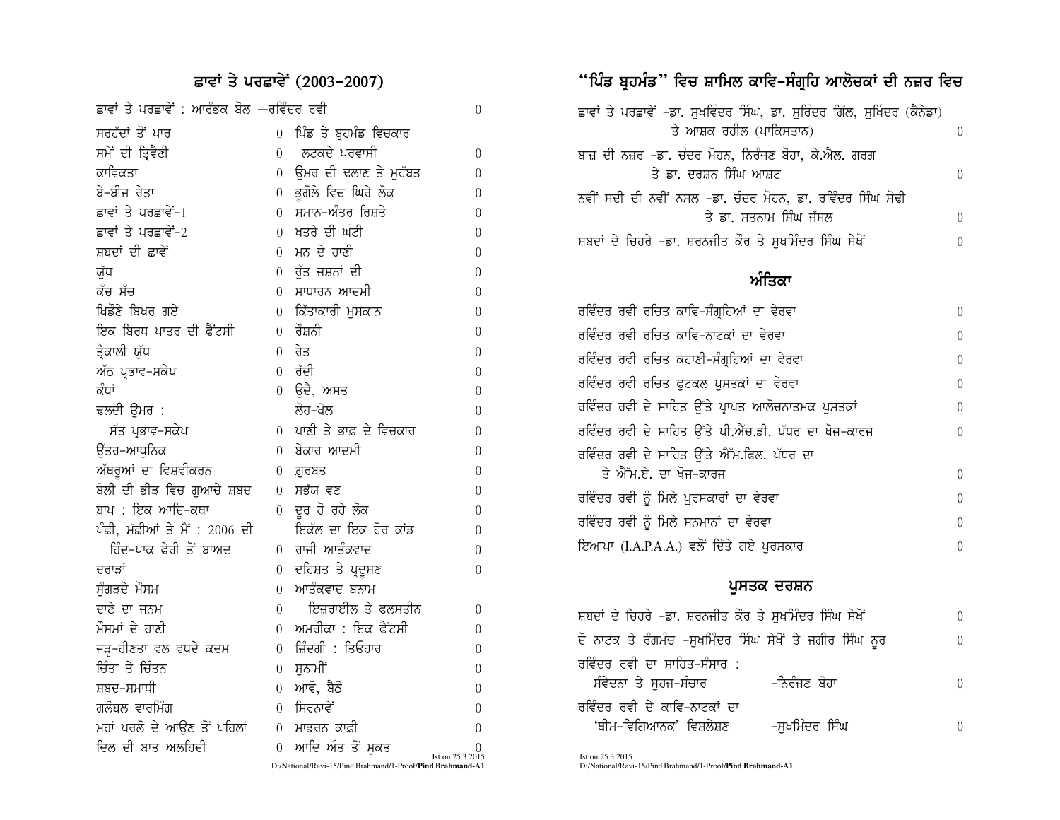## ਛਾਵਾਂ ਤੇ ਪਰਛਾਵੇਂ (2003–2007)

ਛਾਵਾਂ ਤੇ ਪਰਛਾਵੇਂ : ਆਰੰਭਕ ਬੋਲ —ਰਵਿੰਦਰ ਰਵੀ 0

| | | | |
|---|---|---|---|
| ਸਰਹੱਦਾਂ ਤੋਂ ਪਾਰ | 0 | ਪਿੰਡ ਤੇ ਬ੍ਰਹਮੰਡ ਵਿਚਕਾਰ | |
| ਸਮੇਂ ਦੀ ਤ੍ਰਿਵੈਣੀ | 0 | ਲਟਕਦੇ ਪਰਵਾਸੀ | 0 |
| ਕਾਵਿਕਤਾ | 0 | ਉਮਰ ਦੀ ਢਲਾਣ ਤੇ ਮੁਹੱਬਤ | 0 |
| ਬੇ-ਬੀਜ ਰੇਤਾ | 0 | ਭੂਗੋਲੇ ਵਿਚ ਘਿਰੇ ਲੋਕ | 0 |
| ਛਾਵਾਂ ਤੇ ਪਰਛਾਵੇਂ-1 | 0 | ਸਮਾਨ-ਅੰਤਰ ਰਿਸ਼ਤੇ | 0 |
| ਛਾਵਾਂ ਤੇ ਪਰਛਾਵੇਂ-2 | 0 | ਖਤਰੇ ਦੀ ਘੰਟੀ | 0 |
| ਸ਼ਬਦਾਂ ਦੀ ਛਾਵੇਂ | 0 | ਮਨ ਦੇ ਹਾਣੀ | 0 |
| ਯੁੱਧ | 0 | ਰੁੱਤ ਜਸ਼ਨਾਂ ਦੀ | 0 |
| ਕੱਚ ਸੱਚ | 0 | ਸਾਧਾਰਨ ਆਦਮੀ | 0 |
| ਖਿਡੌਣੇ ਬਿਖਰ ਗਏ | 0 | ਕਿੱਤਾਕਾਰੀ ਮੁਸਕਾਨ | 0 |
| ਇਕ ਬਿਰਧ ਪਾਤਰ ਦੀ ਫੈਂਟਸੀ | 0 | ਰੌਸ਼ਨੀ | 0 |
| ਤ੍ਰੈਕਾਲੀ ਯੁੱਧ | 0 | ਰੇਤ | 0 |
| ਅੱਠ ਪ੍ਰਭਾਵ-ਸਕੇਪ | 0 | ਰੱਦੀ | 0 |
| ਕੰਧਾਂ | 0 | ਉਦੈ, ਅਸਤ | 0 |
| ਢਲਦੀ ਉਮਰ : | | ਲੋਹ-ਖੋਲ | 0 |
| ਸੱਤ ਪ੍ਰਭਾਵ-ਸਕੇਪ | 0 | ਪਾਣੀ ਤੇ ਭਾਫ਼ ਦੇ ਵਿਚਕਾਰ | 0 |
| ਉੱਤਰ-ਆਧੁਨਿਕ | 0 | ਬੇਕਾਰ ਆਦਮੀ | 0 |
| ਅੱਥਰੂਆਂ ਦਾ ਵਿਸ਼ਵੀਕਰਨ | 0 | ਗ਼ੁਰਬਤ | 0 |
| ਬੋਲੀ ਦੀ ਭੀੜ ਵਿਚ ਗੁਆਚੇ ਸ਼ਬਦ | 0 | ਸਭੱਯ ਵਣ | 0 |
| ਬਾਪ : ਇਕ ਆਦਿ-ਕਥਾ | 0 | ਦੂਰ ਹੋ ਰਹੇ ਲੋਕ | 0 |
| ਪੰਛੀ, ਮੱਛੀਆਂ ਤੇ ਮੈਂ : 2006 ਦੀ ਹਿੰਦ-ਪਾਕ ਫੇਰੀ ਤੋਂ ਬਾਅਦ | 0 | ਇਕੱਲ ਦਾ ਇਕ ਹੋਰ ਕਾਂਡ | 0 |
| | | ਰਾਜੀ ਆਤੰਕਵਾਦ | 0 |
| ਦਰਾੜਾਂ | 0 | ਦਹਿਸ਼ਤ ਤੇ ਪ੍ਰਦੂਸ਼ਣ | 0 |
| ਸੁੰਗੜਦੇ ਮੌਸਮ | 0 | ਆਤੰਕਵਾਦ ਬਨਾਮ ਇਜ਼ਰਾਈਲ ਤੇ ਫਲਸਤੀਨ | 0 |
| ਦਾਣੇ ਦਾ ਜਨਮ | 0 | | |
| ਮੌਸਮਾਂ ਦੇ ਹਾਣੀ | 0 | ਅਮਰੀਕਾ : ਇਕ ਫੈਂਟਸੀ | 0 |
| ਜੜ੍ਹ-ਹੀਣਤਾ ਵਲ ਵਧਦੇ ਕਦਮ | 0 | ਜ਼ਿੰਦਗੀ : ਤਿਓਹਾਰ | 0 |
| ਚਿੰਤਾ ਤੇ ਚਿੰਤਨ | 0 | ਸੁਨਾਮੀਂ | 0 |
| ਸ਼ਬਦ-ਸਮਾਧੀ | 0 | ਆਵੋ, ਬੈਠੋ | 0 |
| ਗਲੋਬਲ ਵਾਰਮਿੰਗ | 0 | ਸਿਰਨਾਵੇਂ | 0 |
| ਮਹਾਂ ਪਰਲੋ ਦੇ ਆਉਣ ਤੋਂ ਪਹਿਲਾਂ | 0 | ਮਾਡਰਨ ਕਾਫ਼ੀ | 0 |
| ਦਿਲ ਦੀ ਬਾਤ ਅਲਹਿਦੀ | 0 | ਆਦਿ ਅੰਤ ਤੋਂ ਮੁਕਤ | 0 |

## "ਪਿੰਡ ਬ੍ਰਹਮੰਡ" ਵਿਚ ਸ਼ਾਮਿਲ ਕਾਵਿ-ਸੰਗ੍ਰਹਿ ਆਲੋਚਕਾਂ ਦੀ ਨਜ਼ਰ ਵਿਚ

ਛਾਵਾਂ ਤੇ ਪਰਛਾਵੇਂ -ਡਾ. ਸੁਖਵਿੰਦਰ ਸਿੰਘ, ਡਾ. ਸੁਰਿੰਦਰ ਗਿੱਲ, ਸੁਖਿੰਦਰ (ਕੈਨੇਡਾ) ਤੇ ਆਸ਼ਕ ਰਹੀਲ (ਪਾਕਿਸਤਾਨ) 0

ਬਾਜ਼ ਦੀ ਨਜ਼ਰ -ਡਾ. ਚੰਦਰ ਮੋਹਨ, ਨਿਰੰਜਣ ਬੋਹਾ, ਕੇ.ਐਲ. ਗਰਗ ਤੇ ਡਾ. ਦਰਸ਼ਨ ਸਿੰਘ ਆਸ਼ਟ 0

ਨਵੀਂ ਸਦੀ ਦੀ ਨਵੀਂ ਨਸਲ -ਡਾ. ਚੰਦਰ ਮੋਹਨ, ਡਾ. ਰਵਿੰਦਰ ਸਿੰਘ ਸੋਢੀ ਤੇ ਡਾ. ਸਤਨਾਮ ਸਿੰਘ ਜੱਸਲ 0

ਸ਼ਬਦਾਂ ਦੇ ਚਿਹਰੇ -ਡਾ. ਸ਼ਰਨਜੀਤ ਕੌਰ ਤੇ ਸੁਖਮਿੰਦਰ ਸਿੰਘ ਸੇਖੋਂ 0

## ਅੰਤਿਕਾ

ਰਵਿੰਦਰ ਰਵੀ ਰਚਿਤ ਕਾਵਿ-ਸੰਗ੍ਰਹਿਆਂ ਦਾ ਵੇਰਵਾ 0

ਰਵਿੰਦਰ ਰਵੀ ਰਚਿਤ ਕਾਵਿ-ਨਾਟਕਾਂ ਦਾ ਵੇਰਵਾ 0

ਰਵਿੰਦਰ ਰਵੀ ਰਚਿਤ ਕਹਾਣੀ-ਸੰਗ੍ਰਹਿਆਂ ਦਾ ਵੇਰਵਾ 0

ਰਵਿੰਦਰ ਰਵੀ ਰਚਿਤ ਫੁਟਕਲ ਪੁਸਤਕਾਂ ਦਾ ਵੇਰਵਾ 0

ਰਵਿੰਦਰ ਰਵੀ ਦੇ ਸਾਹਿਤ ਉੱਤੇ ਪ੍ਰਾਪਤ ਆਲੋਚਨਾਤਮਕ ਪੁਸਤਕਾਂ 0

ਰਵਿੰਦਰ ਰਵੀ ਦੇ ਸਾਹਿਤ ਉੱਤੇ ਪੀ.ਐਚ.ਡੀ. ਪੱਧਰ ਦਾ ਖੋਜ-ਕਾਰਜ 0

ਰਵਿੰਦਰ ਰਵੀ ਦੇ ਸਾਹਿਤ ਉੱਤੇ ਐੱਮ.ਫਿਲ. ਪੱਧਰ ਦਾ ਤੇ ਐੱਮ.ਏ. ਦਾ ਖੋਜ-ਕਾਰਜ 0

ਰਵਿੰਦਰ ਰਵੀ ਨੂੰ ਮਿਲੇ ਪੁਰਸਕਾਰਾਂ ਦਾ ਵੇਰਵਾ 0

ਰਵਿੰਦਰ ਰਵੀ ਨੂੰ ਮਿਲੇ ਸਨਮਾਨਾਂ ਦਾ ਵੇਰਵਾ 0

ਇਆਪਾ (I.A.P.A.A.) ਵਲੋਂ ਦਿੱਤੇ ਗਏ ਪੁਰਸਕਾਰ 0

## ਪੁਸਤਕ ਦਰਸ਼ਨ

ਸ਼ਬਦਾਂ ਦੇ ਚਿਹਰੇ -ਡਾ. ਸ਼ਰਨਜੀਤ ਕੌਰ ਤੇ ਸੁਖਮਿੰਦਰ ਸਿੰਘ ਸੇਖੋਂ 0

ਦੋ ਨਾਟਕ ਤੇ ਰੰਗਮੰਚ -ਸੁਖਮਿੰਦਰ ਸਿੰਘ ਸੇਖੋਂ ਤੇ ਜਗੀਰ ਸਿੰਘ ਨੂਰ 0

ਰਵਿੰਦਰ ਰਵੀ ਦਾ ਸਾਹਿਤ-ਸੰਸਾਰ : ਸੰਵੇਦਨਾ ਤੇ ਸੁਹਜ-ਸੰਚਾਰ -ਨਿਰੰਜਣ ਬੋਹਾ 0

ਰਵਿੰਦਰ ਰਵੀ ਦੇ ਕਾਵਿ-ਨਾਟਕਾਂ ਦਾ 'ਥੀਮ-ਵਿਗਿਆਨਕ' ਵਿਸ਼ਲੇਸ਼ਣ -ਸੁਖਮਿੰਦਰ ਸਿੰਘ 0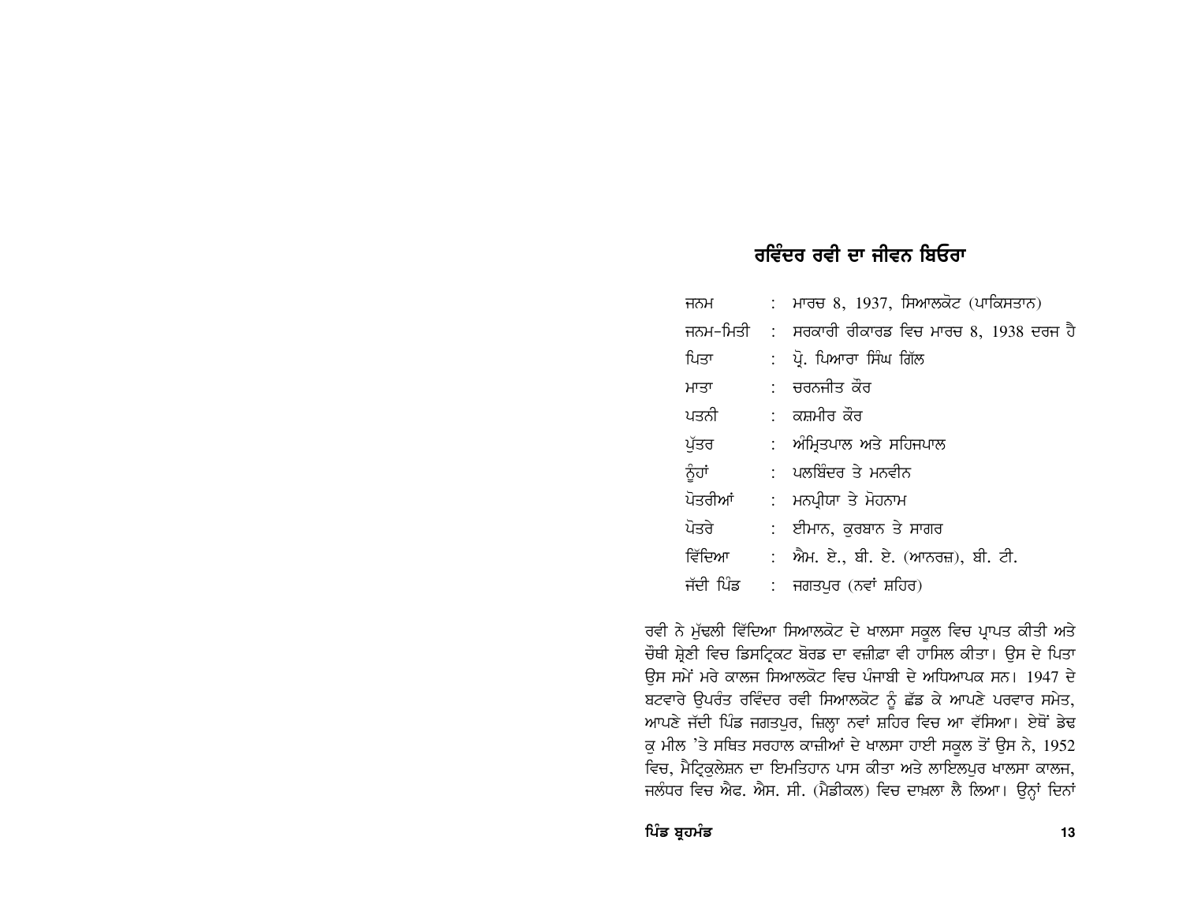## ਰਵਿੰਦਰ ਰਵੀ ਦਾ ਜੀਵਨ ਬਿਓਰਾ

| | | |
|---|---|---|
| ਜਨਮ | : | ਮਾਰਚ 8, 1937, ਸਿਆਲਕੋਟ (ਪਾਕਿਸਤਾਨ) |
| ਜਨਮ-ਮਿਤੀ | : | ਸਰਕਾਰੀ ਰੀਕਾਰਡ ਵਿਚ ਮਾਰਚ 8, 1938 ਦਰਜ ਹੈ |
| ਪਿਤਾ | : | ਪ੍ਰੋ. ਪਿਆਰਾ ਸਿੰਘ ਗਿੱਲ |
| ਮਾਤਾ | : | ਚਰਨਜੀਤ ਕੌਰ |
| ਪਤਨੀ | : | ਕਸ਼ਮੀਰ ਕੌਰ |
| ਪੁੱਤਰ | : | ਅੰਮ੍ਰਿਤਪਾਲ ਅਤੇ ਸਹਿਜਪਾਲ |
| ਨੂੰਹਾਂ | : | ਪਲਬਿੰਦਰ ਤੇ ਮਨਵੀਨ |
| ਪੋਤਰੀਆਂ | : | ਮਨਪ੍ਰੀਯਾ ਤੇ ਮੋਹਨਾਮ |
| ਪੋਤਰੇ | : | ਈਮਾਨ, ਕੁਰਬਾਨ ਤੇ ਸਾਗਰ |
| ਵਿੱਦਿਆ | : | ਐਮ. ਏ., ਬੀ. ਏ. (ਆਨਰਜ਼), ਬੀ. ਟੀ. |
| ਜੱਦੀ ਪਿੰਡ | : | ਜਗਤਪੁਰ (ਨਵਾਂ ਸ਼ਹਿਰ) |

ਰਵੀ ਨੇ ਮੁੱਢਲੀ ਵਿੱਦਿਆ ਸਿਆਲਕੋਟ ਦੇ ਖਾਲਸਾ ਸਕੂਲ ਵਿਚ ਪ੍ਰਾਪਤ ਕੀਤੀ ਅਤੇ ਚੌਥੀ ਸ਼੍ਰੇਣੀ ਵਿਚ ਡਿਸਟ੍ਰਿਕਟ ਬੋਰਡ ਦਾ ਵਜ਼ੀਫ਼ਾ ਵੀ ਹਾਸਿਲ ਕੀਤਾ। ਉਸ ਦੇ ਪਿਤਾ ਉਸ ਸਮੇਂ ਮਰੇ ਕਾਲਜ ਸਿਆਲਕੋਟ ਵਿਚ ਪੰਜਾਬੀ ਦੇ ਅਧਿਆਪਕ ਸਨ। 1947 ਦੇ ਬਟਵਾਰੇ ਉਪਰੰਤ ਰਵਿੰਦਰ ਰਵੀ ਸਿਆਲਕੋਟ ਨੂੰ ਛੱਡ ਕੇ ਆਪਣੇ ਪਰਵਾਰ ਸਮੇਤ, ਆਪਣੇ ਜੱਦੀ ਪਿੰਡ ਜਗਤਪੁਰ, ਜ਼ਿਲ੍ਹਾ ਨਵਾਂ ਸ਼ਹਿਰ ਵਿਚ ਆ ਵੱਸਿਆ। ਏਥੋਂ ਡੇਢ ਕੁ ਮੀਲ 'ਤੇ ਸਥਿਤ ਸਰਹਾਲ ਕਾਜ਼ੀਆਂ ਦੇ ਖਾਲਸਾ ਹਾਈ ਸਕੂਲ ਤੋਂ ਉਸ ਨੇ, 1952 ਵਿਚ, ਮੈਟ੍ਰਿਕੁਲੇਸ਼ਨ ਦਾ ਇਮਤਿਹਾਨ ਪਾਸ ਕੀਤਾ ਅਤੇ ਲਾਇਲਪੁਰ ਖਾਲਸਾ ਕਾਲਜ, ਜਲੰਧਰ ਵਿਚ ਐਫ. ਐਸ. ਸੀ. (ਮੈਡੀਕਲ) ਵਿਚ ਦਾਖ਼ਲਾ ਲੈ ਲਿਆ। ਉਨ੍ਹਾਂ ਦਿਨਾਂ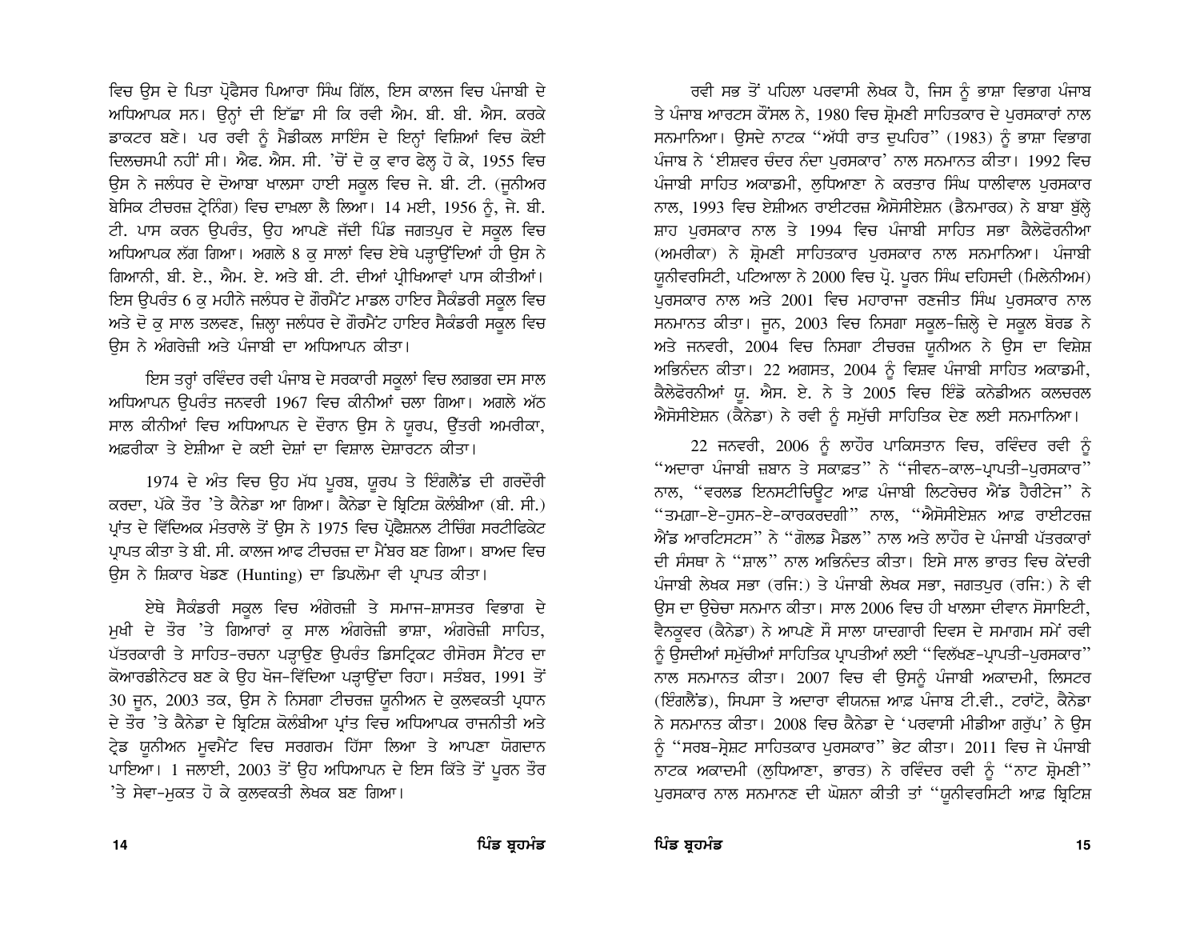ਵਿਚ ਉਸ ਦੇ ਪਿਤਾ ਪ੍ਰੋਫ਼ੈਸਰ ਪਿਆਰਾ ਸਿੰਘ ਗਿੱਲ, ਇਸ ਕਾਲਜ ਵਿਚ ਪੰਜਾਬੀ ਦੇ ਅਧਿਆਪਕ ਸਨ। ਉਨ੍ਹਾਂ ਦੀ ਇੱਛਾ ਸੀ ਕਿ ਰਵੀ ਐਮ. ਬੀ. ਬੀ. ਐਸ. ਕਰਕੇ ਡਾਕਟਰ ਬਣੇ। ਪਰ ਰਵੀ ਨੂੰ ਮੈਡੀਕਲ ਸਾਇੰਸ ਦੇ ਇਨ੍ਹਾਂ ਵਿਸ਼ਿਆਂ ਵਿਚ ਕੋਈ ਦਿਲਚਸਪੀ ਨਹੀਂ ਸੀ। ਐਫ. ਐਸ. ਸੀ. 'ਚੋਂ ਦੋ ਕੁ ਵਾਰ ਫੇਲ੍ਹ ਹੋ ਕੇ, 1955 ਵਿਚ ਉਸ ਨੇ ਜਲੰਧਰ ਦੇ ਦੋਆਬਾ ਖਾਲਸਾ ਹਾਈ ਸਕੂਲ ਵਿਚ ਜੇ. ਬੀ. ਟੀ. (ਜੂਨੀਅਰ ਬੇਸਿਕ ਟੀਚਰਜ਼ ਟ੍ਰੇਨਿੰਗ) ਵਿਚ ਦਾਖ਼ਲਾ ਲੈ ਲਿਆ। 14 ਮਈ, 1956 ਨੂੰ, ਜੇ. ਬੀ. ਟੀ. ਪਾਸ ਕਰਨ ਉਪਰੰਤ, ਉਹ ਆਪਣੇ ਜੱਦੀ ਪਿੰਡ ਜਗਤਪੁਰ ਦੇ ਸਕੂਲ ਵਿਚ ਅਧਿਆਪਕ ਲੱਗ ਗਿਆ। ਅਗਲੇ 8 ਕੁ ਸਾਲਾਂ ਵਿਚ ਏਥੇ ਪੜ੍ਹਾਉਂਦਿਆਂ ਹੀ ਉਸ ਨੇ ਗਿਆਨੀ, ਬੀ. ਏ., ਐਮ. ਏ. ਅਤੇ ਬੀ. ਟੀ. ਦੀਆਂ ਪ੍ਰੀਖਿਆਵਾਂ ਪਾਸ ਕੀਤੀਆਂ। ਇਸ ਉਪਰੰਤ 6 ਕੁ ਮਹੀਨੇ ਜਲੰਧਰ ਦੇ ਗੌਰਮੈਂਟ ਮਾਡਲ ਹਾਇਰ ਸੈਕੰਡਰੀ ਸਕੂਲ ਵਿਚ ਅਤੇ ਦੋ ਕੁ ਸਾਲ ਤਲਵਣ, ਜ਼ਿਲ੍ਹਾ ਜਲੰਧਰ ਦੇ ਗੌਰਮੈਂਟ ਹਾਇਰ ਸੈਕੰਡਰੀ ਸਕੂਲ ਵਿਚ ਉਸ ਨੇ ਅੰਗਰੇਜ਼ੀ ਅਤੇ ਪੰਜਾਬੀ ਦਾ ਅਧਿਆਪਨ ਕੀਤਾ।

ਇਸ ਤਰ੍ਹਾਂ ਰਵਿੰਦਰ ਰਵੀ ਪੰਜਾਬ ਦੇ ਸਰਕਾਰੀ ਸਕੂਲਾਂ ਵਿਚ ਲਗਭਗ ਦਸ ਸਾਲ ਅਧਿਆਪਨ ਉਪਰੰਤ ਜਨਵਰੀ 1967 ਵਿਚ ਕੀਨੀਆਂ ਚਲਾ ਗਿਆ। ਅਗਲੇ ਅੱਠ ਸਾਲ ਕੀਨੀਆਂ ਵਿਚ ਅਧਿਆਪਨ ਦੇ ਦੌਰਾਨ ਉਸ ਨੇ ਯੂਰਪ, ਉੱਤਰੀ ਅਮਰੀਕਾ, ਅਫ਼ਰੀਕਾ ਤੇ ਏਸ਼ੀਆ ਦੇ ਕਈ ਦੇਸ਼ਾਂ ਦਾ ਵਿਸ਼ਾਲ ਦੇਸ਼ਾਟਨ ਕੀਤਾ।

1974 ਦੇ ਅੰਤ ਵਿਚ ਉਹ ਮੱਧ ਪੂਰਬ, ਯੂਰਪ ਤੇ ਇੰਗਲੈਂਡ ਦੀ ਗਰਦੌਰੀ ਕਰਦਾ, ਪੱਕੇ ਤੌਰ 'ਤੇ ਕੈਨੇਡਾ ਆ ਗਿਆ। ਕੈਨੇਡਾ ਦੇ ਬ੍ਰਿਟਿਸ਼ ਕੋਲੰਬੀਆ (ਬੀ. ਸੀ.) ਪ੍ਰਾਂਤ ਦੇ ਵਿੱਦਿਅਕ ਮੰਤਰਾਲੇ ਤੋਂ ਉਸ ਨੇ 1975 ਵਿਚ ਪ੍ਰੋਫ਼ੈਸ਼ਨਲ ਟੀਚਿੰਗ ਸਰਟੀਫਿਕੇਟ ਪ੍ਰਾਪਤ ਕੀਤਾ ਤੇ ਬੀ. ਸੀ. ਕਾਲਜ ਆਫ ਟੀਚਰਜ਼ ਦਾ ਮੈਂਬਰ ਬਣ ਗਿਆ। ਬਾਅਦ ਵਿਚ ਉਸ ਨੇ ਸ਼ਿਕਾਰ ਖੇਡਣ (Hunting) ਦਾ ਡਿਪਲੋਮਾ ਵੀ ਪ੍ਰਾਪਤ ਕੀਤਾ।

ਏਥੇ ਸੈਕੰਡਰੀ ਸਕੂਲ ਵਿਚ ਅੰਗਰੇਜ਼ੀ ਤੇ ਸਮਾਜ-ਸ਼ਾਸਤਰ ਵਿਭਾਗ ਦੇ ਮੁਖੀ ਦੇ ਤੌਰ 'ਤੇ ਗਿਆਰਾਂ ਕੁ ਸਾਲ ਅੰਗਰੇਜ਼ੀ ਭਾਸ਼ਾ, ਅੰਗਰੇਜ਼ੀ ਸਾਹਿਤ, ਪੱਤਰਕਾਰੀ ਤੇ ਸਾਹਿਤ-ਰਚਨਾ ਪੜ੍ਹਾਉਣ ਉਪਰੰਤ ਡਿਸਟ੍ਰਿਕਟ ਰੀਸੋਰਸ ਸੈਂਟਰ ਦਾ ਕੋਆਰਡੀਨੇਟਰ ਬਣ ਕੇ ਉਹ ਖੋਜ-ਵਿੱਦਿਆ ਪੜ੍ਹਾਉਂਦਾ ਰਿਹਾ। ਸਤੰਬਰ, 1991 ਤੋਂ 30 ਜੂਨ, 2003 ਤਕ, ਉਸ ਨੇ ਨਿਸਗਾ ਟੀਚਰਜ਼ ਯੂਨੀਅਨ ਦੇ ਕੁਲਵਕਤੀ ਪ੍ਰਧਾਨ ਦੇ ਤੌਰ 'ਤੇ ਕੈਨੇਡਾ ਦੇ ਬ੍ਰਿਟਿਸ਼ ਕੋਲੰਬੀਆ ਪ੍ਰਾਂਤ ਵਿਚ ਅਧਿਆਪਕ ਰਾਜਨੀਤੀ ਅਤੇ ਟ੍ਰੇਡ ਯੂਨੀਅਨ ਮੂਵਮੈਂਟ ਵਿਚ ਸਰਗਰਮ ਹਿੱਸਾ ਲਿਆ ਤੇ ਆਪਣਾ ਯੋਗਦਾਨ ਪਾਇਆ। 1 ਜੁਲਾਈ, 2003 ਤੋਂ ਉਹ ਅਧਿਆਪਨ ਦੇ ਇਸ ਕਿੱਤੇ ਤੋਂ ਪੂਰਨ ਤੌਰ 'ਤੇ ਸੇਵਾ-ਮੁਕਤ ਹੋ ਕੇ ਕੁਲਵਕਤੀ ਲੇਖਕ ਬਣ ਗਿਆ।

ਰਵੀ ਸਭ ਤੋਂ ਪਹਿਲਾ ਪਰਵਾਸੀ ਲੇਖਕ ਹੈ, ਜਿਸ ਨੂੰ ਭਾਸ਼ਾ ਵਿਭਾਗ ਪੰਜਾਬ ਤੇ ਪੰਜਾਬ ਆਰਟਸ ਕੌਂਸਲ ਨੇ, 1980 ਵਿਚ ਸ਼੍ਰੋਮਣੀ ਸਾਹਿਤਕਾਰ ਦੇ ਪੁਰਸਕਾਰਾਂ ਨਾਲ ਸਨਮਾਨਿਆ। ਉਸਦੇ ਨਾਟਕ "ਅੱਧੀ ਰਾਤ ਦੁਪਹਿਰ" (1983) ਨੂੰ ਭਾਸ਼ਾ ਵਿਭਾਗ ਪੰਜਾਬ ਨੇ 'ਈਸ਼ਵਰ ਚੰਦਰ ਨੰਦਾ ਪੁਰਸਕਾਰ' ਨਾਲ ਸਨਮਾਨਤ ਕੀਤਾ। 1992 ਵਿਚ ਪੰਜਾਬੀ ਸਾਹਿਤ ਅਕਾਡਮੀ, ਲੁਧਿਆਣਾ ਨੇ ਕਰਤਾਰ ਸਿੰਘ ਧਾਲੀਵਾਲ ਪੁਰਸਕਾਰ ਨਾਲ, 1993 ਵਿਚ ਏਸ਼ੀਅਨ ਰਾਈਟਰਜ਼ ਐਸੋਸੀਏਸ਼ਨ (ਡੈਨਮਾਰਕ) ਨੇ ਬਾਬਾ ਬੁੱਲ੍ਹੇ ਸ਼ਾਹ ਪੁਰਸਕਾਰ ਨਾਲ ਤੇ 1994 ਵਿਚ ਪੰਜਾਬੀ ਸਾਹਿਤ ਸਭਾ ਕੈਲੇਫੋਰਨੀਆ (ਅਮਰੀਕਾ) ਨੇ ਸ਼੍ਰੋਮਣੀ ਸਾਹਿਤਕਾਰ ਪੁਰਸਕਾਰ ਨਾਲ ਸਨਮਾਨਿਆ। ਪੰਜਾਬੀ ਯੂਨੀਵਰਸਿਟੀ, ਪਟਿਆਲਾ ਨੇ 2000 ਵਿਚ ਪ੍ਰੋ. ਪੂਰਨ ਸਿੰਘ ਦਹਿਸਦੀ (ਮਿਲੇਨੀਅਮ) ਪੁਰਸਕਾਰ ਨਾਲ ਅਤੇ 2001 ਵਿਚ ਮਹਾਰਾਜਾ ਰਣਜੀਤ ਸਿੰਘ ਪੁਰਸਕਾਰ ਨਾਲ ਸਨਮਾਨਤ ਕੀਤਾ। ਜੂਨ, 2003 ਵਿਚ ਨਿਸਗਾ ਸਕੂਲ-ਜ਼ਿਲ੍ਹੇ ਦੇ ਸਕੂਲ ਬੋਰਡ ਨੇ ਅਤੇ ਜਨਵਰੀ, 2004 ਵਿਚ ਨਿਸਗਾ ਟੀਚਰਜ਼ ਯੂਨੀਅਨ ਨੇ ਉਸ ਦਾ ਵਿਸ਼ੇਸ਼ ਅਭਿਨੰਦਨ ਕੀਤਾ। 22 ਅਗਸਤ, 2004 ਨੂੰ ਵਿਸ਼ਵ ਪੰਜਾਬੀ ਸਾਹਿਤ ਅਕਾਡਮੀ, ਕੈਲੇਫੋਰਨੀਆਂ ਯੂ. ਐਸ. ਏ. ਨੇ ਤੇ 2005 ਵਿਚ ਇੰਡੋ ਕਨੇਡੀਅਨ ਕਲਚਰਲ ਐਸੋਸੀਏਸ਼ਨ (ਕੈਨੇਡਾ) ਨੇ ਰਵੀ ਨੂੰ ਸਮੁੱਚੀ ਸਾਹਿਤਿਕ ਦੇਣ ਲਈ ਸਨਮਾਨਿਆ।

22 ਜਨਵਰੀ, 2006 ਨੂੰ ਲਾਹੌਰ ਪਾਕਿਸਤਾਨ ਵਿਚ, ਰਵਿੰਦਰ ਰਵੀ ਨੂੰ "ਅਦਾਰਾ ਪੰਜਾਬੀ ਜ਼ਬਾਨ ਤੇ ਸਕਾਫ਼ਤ" ਨੇ "ਜੀਵਨ-ਕਾਲ-ਪ੍ਰਾਪਤੀ-ਪੁਰਸਕਾਰ" ਨਾਲ, "ਵਰਲਡ ਇਨਸਟੀਚਿਊਟ ਆਫ਼ ਪੰਜਾਬੀ ਲਿਟਰੇਚਰ ਐਂਡ ਹੈਰੀਟੇਜ" ਨੇ "ਤਮਗ਼ਾ-ਏ-ਹੁਸਨ-ਏ-ਕਾਰਕਰਦਗੀ" ਨਾਲ, "ਐਸੋਸੀਏਸ਼ਨ ਆਫ਼ ਰਾਈਟਰਜ਼ ਐਂਡ ਆਰਟਿਸਟਸ" ਨੇ "ਗੋਲਡ ਮੈਡਲ" ਨਾਲ ਅਤੇ ਲਾਹੌਰ ਦੇ ਪੰਜਾਬੀ ਪੱਤਰਕਾਰਾਂ ਦੀ ਸੰਸਥਾ ਨੇ "ਸ਼ਾਲ" ਨਾਲ ਅਭਿਨੰਦਤ ਕੀਤਾ। ਇਸੇ ਸਾਲ ਭਾਰਤ ਵਿਚ ਕੇਂਦਰੀ ਪੰਜਾਬੀ ਲੇਖਕ ਸਭਾ (ਰਜਿ:) ਤੇ ਪੰਜਾਬੀ ਲੇਖਕ ਸਭਾ, ਜਗਤਪੁਰ (ਰਜਿ:) ਨੇ ਵੀ ਉਸ ਦਾ ਉਚੇਚਾ ਸਨਮਾਨ ਕੀਤਾ। ਸਾਲ 2006 ਵਿਚ ਹੀ ਖ਼ਾਲਸਾ ਦੀਵਾਨ ਸੋਸਾਇਟੀ, ਵੈਨਕੂਵਰ (ਕੈਨੇਡਾ) ਨੇ ਆਪਣੇ ਸੌ ਸਾਲਾ ਯਾਦਗਾਰੀ ਦਿਵਸ ਦੇ ਸਮਾਗਮ ਸਮੇਂ ਰਵੀ ਨੂੰ ਉਸਦੀਆਂ ਸਮੁੱਚੀਆਂ ਸਾਹਿਤਿਕ ਪ੍ਰਾਪਤੀਆਂ ਲਈ "ਵਿਲੱਖਣ-ਪ੍ਰਾਪਤੀ-ਪੁਰਸਕਾਰ" ਨਾਲ ਸਨਮਾਨਤ ਕੀਤਾ। 2007 ਵਿਚ ਵੀ ਉਸਨੂੰ ਪੰਜਾਬੀ ਅਕਾਦਮੀ, ਲਿਸਟਰ (ਇੰਗਲੈਂਡ), ਸਿਪਸਾ ਤੇ ਅਦਾਰਾ ਵੀਯਨਜ਼ ਆਫ਼ ਪੰਜਾਬ ਟੀ.ਵੀ., ਟਰਾਂਟੋ, ਕੈਨੇਡਾ ਨੇ ਸਨਮਾਨਤ ਕੀਤਾ। 2008 ਵਿਚ ਕੈਨੇਡਾ ਦੇ 'ਪਰਵਾਸੀ ਮੀਡੀਆ ਗਰੁੱਪ' ਨੇ ਉਸ ਨੂੰ "ਸਰਬ-ਸ੍ਰੇਸ਼ਟ ਸਾਹਿਤਕਾਰ ਪੁਰਸਕਾਰ" ਭੇਟ ਕੀਤਾ। 2011 ਵਿਚ ਜੇ ਪੰਜਾਬੀ ਨਾਟਕ ਅਕਾਦਮੀ (ਲੁਧਿਆਣਾ, ਭਾਰਤ) ਨੇ ਰਵਿੰਦਰ ਰਵੀ ਨੂੰ "ਨਾਟ ਸ਼੍ਰੋਮਣੀ" ਪੁਰਸਕਾਰ ਨਾਲ ਸਨਮਾਨਣ ਦੀ ਘੋਸ਼ਣਾ ਕੀਤੀ ਤਾਂ "ਯੂਨੀਵਰਸਿਟੀ ਆਫ਼ ਬ੍ਰਿਟਿਸ਼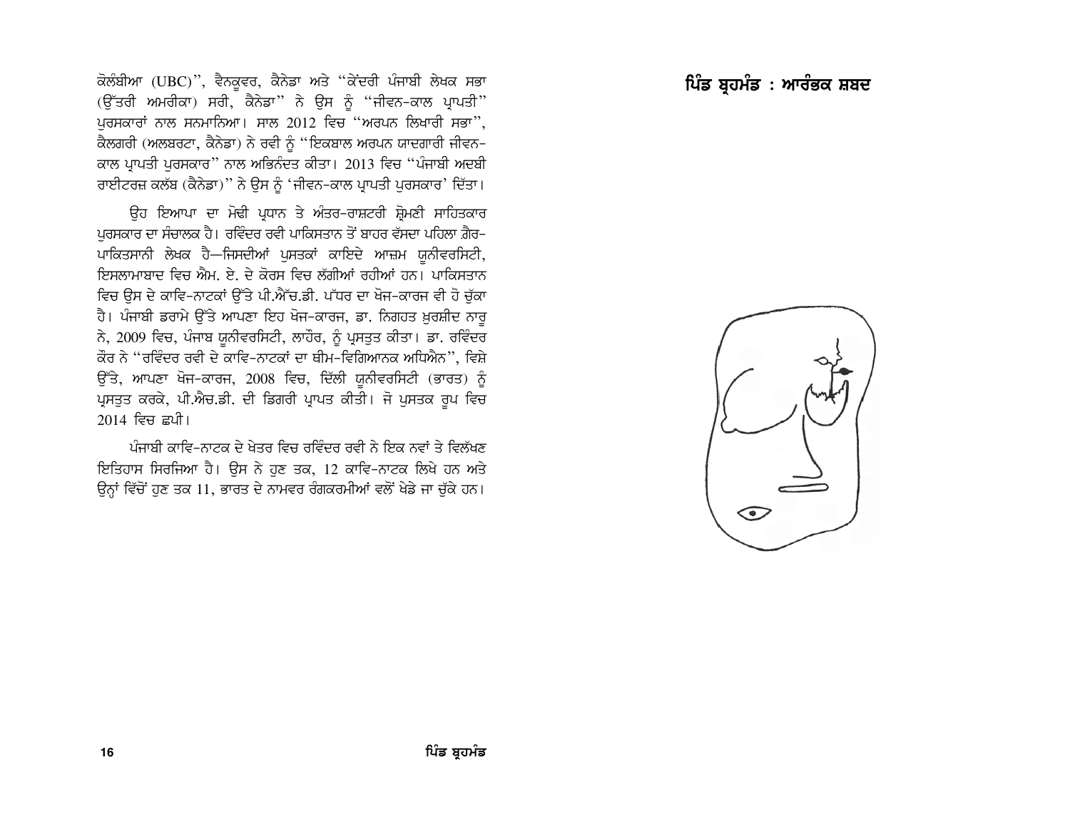ਕੋਲੰਬੀਆ (UBC)", ਵੈਨਕੂਵਰ, ਕੈਨੇਡਾ ਅਤੇ "ਕੇਂਦਰੀ ਪੰਜਾਬੀ ਲੇਖਕ ਸਭਾ (ਉੱਤਰੀ ਅਮਰੀਕਾ) ਸਰੀ, ਕੈਨੇਡਾ" ਨੇ ਉਸ ਨੂੰ "ਜੀਵਨ-ਕਾਲ ਪ੍ਰਾਪਤੀ" ਪੁਰਸਕਾਰਾਂ ਨਾਲ ਸਨਮਾਨਿਆ। ਸਾਲ 2012 ਵਿਚ "ਅਰਪਨ ਲਿਖਾਰੀ ਸਭਾ", ਕੈਲਗਰੀ (ਅਲਬਰਟਾ, ਕੈਨੇਡਾ) ਨੇ ਰਵੀ ਨੂੰ "ਇਕਬਾਲ ਅਰਪਨ ਯਾਦਗਾਰੀ ਜੀਵਨ-ਕਾਲ ਪ੍ਰਾਪਤੀ ਪੁਰਸਕਾਰ" ਨਾਲ ਅਭਿਨੰਦਤ ਕੀਤਾ। 2013 ਵਿਚ "ਪੰਜਾਬੀ ਅਦਬੀ ਰਾਈਟਰਜ਼ ਕਲੱਬ (ਕੈਨੇਡਾ)" ਨੇ ਉਸ ਨੂੰ 'ਜੀਵਨ-ਕਾਲ ਪ੍ਰਾਪਤੀ ਪੁਰਸਕਾਰ' ਦਿੱਤਾ।

ਉਹ ਇਆਪਾ ਦਾ ਮੋਢੀ ਪ੍ਰਧਾਨ ਤੇ ਅੰਤਰ-ਰਾਸ਼ਟਰੀ ਸ਼੍ਰੋਮਣੀ ਸਾਹਿਤਕਾਰ ਪੁਰਸਕਾਰ ਦਾ ਸੰਚਾਲਕ ਹੈ। ਰਵਿੰਦਰ ਰਵੀ ਪਾਕਿਸਤਾਨ ਤੋਂ ਬਾਹਰ ਵੱਸਦਾ ਪਹਿਲਾ ਗ਼ੈਰ-ਪਾਕਿਤਸਾਨੀ ਲੇਖਕ ਹੈ—ਜਿਸਦੀਆਂ ਪੁਸਤਕਾਂ ਕਾਇਦੇ ਆਜ਼ਮ ਯੂਨੀਵਰਸਿਟੀ, ਇਸਲਾਮਾਬਾਦ ਵਿਚ ਐਮ. ਏ. ਦੇ ਕੋਰਸ ਵਿਚ ਲੱਗੀਆਂ ਰਹੀਆਂ ਹਨ। ਪਾਕਿਸਤਾਨ ਵਿਚ ਉਸ ਦੇ ਕਾਵਿ-ਨਾਟਕਾਂ ਉੱਤੇ ਪੀ.ਐੱਚ.ਡੀ. ਪੱਧਰ ਦਾ ਖੋਜ-ਕਾਰਜ ਵੀ ਹੋ ਚੁੱਕਾ ਹੈ। ਪੰਜਾਬੀ ਡਰਾਮੇ ਉੱਤੇ ਆਪਣਾ ਇਹ ਖੋਜ-ਕਾਰਜ, ਡਾ. ਨਿਗਹਤ ਖ਼ੁਰਸ਼ੀਦ ਨਾਰੂ ਨੇ, 2009 ਵਿਚ, ਪੰਜਾਬ ਯੂਨੀਵਰਸਿਟੀ, ਲਾਹੌਰ, ਨੂੰ ਪ੍ਰਸਤੁਤ ਕੀਤਾ। ਡਾ. ਰਵਿੰਦਰ ਕੌਰ ਨੇ "ਰਵਿੰਦਰ ਰਵੀ ਦੇ ਕਾਵਿ-ਨਾਟਕਾਂ ਦਾ ਥੀਮ-ਵਿਗਿਆਨਕ ਅਧਿਐਨ", ਵਿਸ਼ੇ ਉੱਤੇ, ਆਪਣਾ ਖੋਜ-ਕਾਰਜ, 2008 ਵਿਚ, ਦਿੱਲੀ ਯੂਨੀਵਰਸਿਟੀ (ਭਾਰਤ) ਨੂੰ ਪ੍ਰਸਤੁਤ ਕਰਕੇ, ਪੀ.ਐਚ.ਡੀ. ਦੀ ਡਿਗਰੀ ਪ੍ਰਾਪਤ ਕੀਤੀ। ਜੋ ਪੁਸਤਕ ਰੂਪ ਵਿਚ 2014 ਵਿਚ ਛਪੀ।

ਪੰਜਾਬੀ ਕਾਵਿ-ਨਾਟਕ ਦੇ ਖੇਤਰ ਵਿਚ ਰਵਿੰਦਰ ਰਵੀ ਨੇ ਇਕ ਨਵਾਂ ਤੇ ਵਿਲੱਖਣ ਇਤਿਹਾਸ ਸਿਰਜਿਆ ਹੈ। ਉਸ ਨੇ ਹੁਣ ਤਕ, 12 ਕਾਵਿ-ਨਾਟਕ ਲਿਖੇ ਹਨ ਅਤੇ ਉਨ੍ਹਾਂ ਵਿੱਚੋਂ ਹੁਣ ਤਕ 11, ਭਾਰਤ ਦੇ ਨਾਮਵਰ ਰੰਗਕਰਮੀਆਂ ਵਲੋਂ ਖੇਡੇ ਜਾ ਚੁੱਕੇ ਹਨ।

# ਪਿੰਡ ਬ੍ਰਹਮੰਡ : ਆਰੰਭਕ ਸ਼ਬਦ